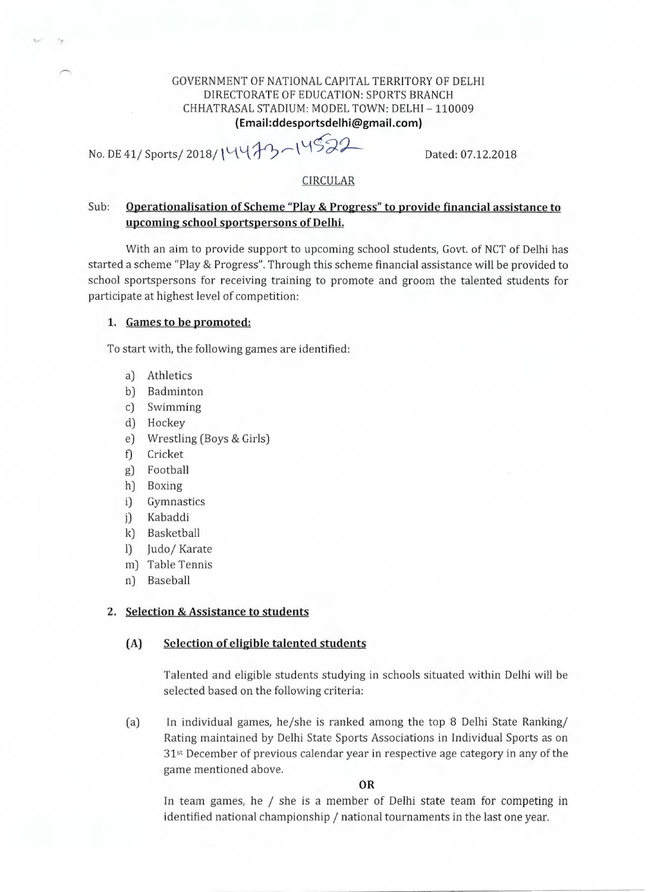GOVERNMENT OF NATIONAL CAPITAL TERRITORY OF DELHI
DIRECTORATE OF EDUCATION: SPORTS BRANCH
CHHATRASAL STADIUM: MODEL TOWN: DELHI – 110009
**(Email:ddesportsdelhi@gmail.com)**

No. DE 41/ Sports/ 2018/ 14473-14522 Dated: 07.12.2018

CIRCULAR

Sub: **Operationalisation of Scheme "Play & Progress" to provide financial assistance to upcoming school sportspersons of Delhi.**

With an aim to provide support to upcoming school students, Govt. of NCT of Delhi has started a scheme "Play & Progress". Through this scheme financial assistance will be provided to school sportspersons for receiving training to promote and groom the talented students for participate at highest level of competition:

**1. Games to be promoted:**

To start with, the following games are identified:

a) Athletics
b) Badminton
c) Swimming
d) Hockey
e) Wrestling (Boys & Girls)
f) Cricket
g) Football
h) Boxing
i) Gymnastics
j) Kabaddi
k) Basketball
l) Judo/ Karate
m) Table Tennis
n) Baseball

**2. Selection & Assistance to students**

**(A) Selection of eligible talented students**

Talented and eligible students studying in schools situated within Delhi will be selected based on the following criteria:

(a) In individual games, he/she is ranked among the top 8 Delhi State Ranking/ Rating maintained by Delhi State Sports Associations in Individual Sports as on 31st December of previous calendar year in respective age category in any of the game mentioned above.

**OR**

In team games, he / she is a member of Delhi state team for competing in identified national championship / national tournaments in the last one year.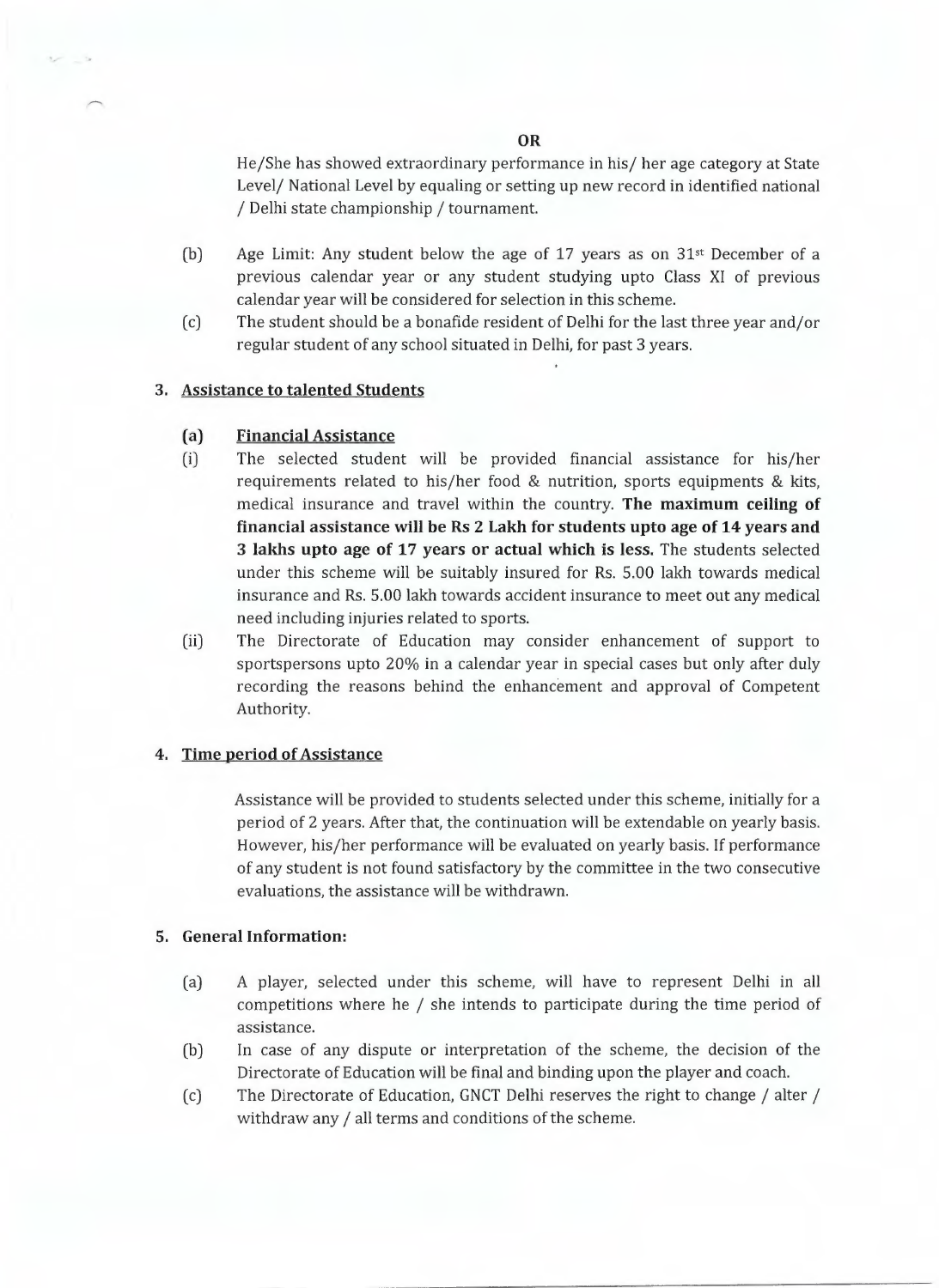**OR**

He/She has showed extraordinary performance in his/ her age category at State Level/ National Level by equaling or setting up new record in identified national / Delhi state championship / tournament.

(b) Age Limit: Any student below the age of 17 years as on 31st December of a previous calendar year or any student studying upto Class XI of previous calendar year will be considered for selection in this scheme.

(c) The student should be a bonafide resident of Delhi for the last three year and/or regular student of any school situated in Delhi, for past 3 years.

## 3. Assistance to talented Students

### (a) Financial Assistance

(i) The selected student will be provided financial assistance for his/her requirements related to his/her food & nutrition, sports equipments & kits, medical insurance and travel within the country. **The maximum ceiling of financial assistance will be Rs 2 Lakh for students upto age of 14 years and 3 lakhs upto age of 17 years or actual which is less.** The students selected under this scheme will be suitably insured for Rs. 5.00 lakh towards medical insurance and Rs. 5.00 lakh towards accident insurance to meet out any medical need including injuries related to sports.

(ii) The Directorate of Education may consider enhancement of support to sportspersons upto 20% in a calendar year in special cases but only after duly recording the reasons behind the enhancement and approval of Competent Authority.

## 4. Time period of Assistance

Assistance will be provided to students selected under this scheme, initially for a period of 2 years. After that, the continuation will be extendable on yearly basis. However, his/her performance will be evaluated on yearly basis. If performance of any student is not found satisfactory by the committee in the two consecutive evaluations, the assistance will be withdrawn.

## 5. General Information:

(a) A player, selected under this scheme, will have to represent Delhi in all competitions where he / she intends to participate during the time period of assistance.

(b) In case of any dispute or interpretation of the scheme, the decision of the Directorate of Education will be final and binding upon the player and coach.

(c) The Directorate of Education, GNCT Delhi reserves the right to change / alter / withdraw any / all terms and conditions of the scheme.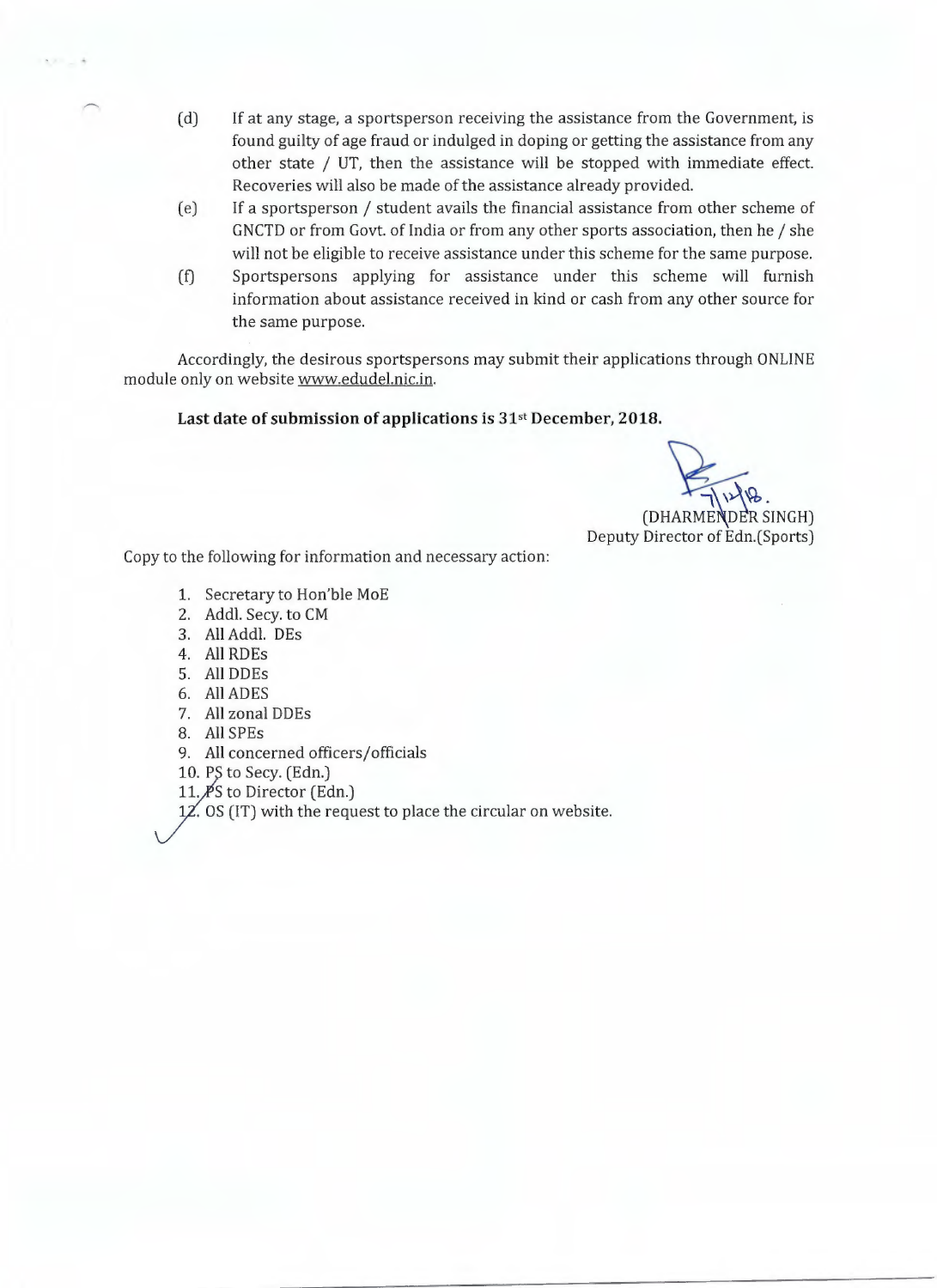(d) If at any stage, a sportsperson receiving the assistance from the Government, is found guilty of age fraud or indulged in doping or getting the assistance from any other state / UT, then the assistance will be stopped with immediate effect. Recoveries will also be made of the assistance already provided.

(e) If a sportsperson / student avails the financial assistance from other scheme of GNCTD or from Govt. of India or from any other sports association, then he / she will not be eligible to receive assistance under this scheme for the same purpose.

(f) Sportspersons applying for assistance under this scheme will furnish information about assistance received in kind or cash from any other source for the same purpose.

Accordingly, the desirous sportspersons may submit their applications through ONLINE module only on website www.edudel.nic.in.

**Last date of submission of applications is 31st December, 2018.**

7/12/18.

(DHARMENDER SINGH)
Deputy Director of Edn.(Sports)

Copy to the following for information and necessary action:

1. Secretary to Hon'ble MoE
2. Addl. Secy. to CM
3. All Addl. DEs
4. All RDEs
5. All DDEs
6. All ADES
7. All zonal DDEs
8. All SPEs
9. All concerned officers/officials
10. PS to Secy. (Edn.)
11. PS to Director (Edn.)
12. OS (IT) with the request to place the circular on website.